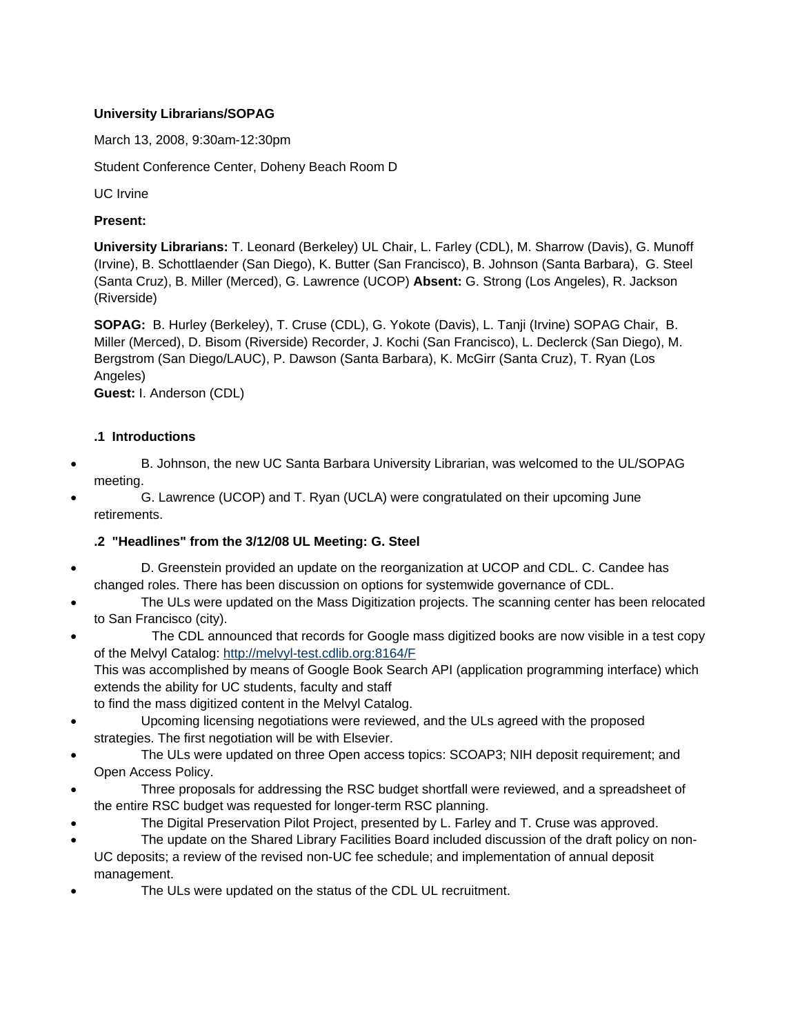**University Librarians/SOPAG**

March 13, 2008, 9:30am-12:30pm

Student Conference Center, Doheny Beach Room D

UC Irvine

**Present:**

**University Librarians:** T. Leonard (Berkeley) UL Chair, L. Farley (CDL), M. Sharrow (Davis), G. Munoff (Irvine), B. Schottlaender (San Diego), K. Butter (San Francisco), B. Johnson (Santa Barbara), G. Steel (Santa Cruz), B. Miller (Merced), G. Lawrence (UCOP) **Absent:** G. Strong (Los Angeles), R. Jackson (Riverside)

**SOPAG:** B. Hurley (Berkeley), T. Cruse (CDL), G. Yokote (Davis), L. Tanji (Irvine) SOPAG Chair, B. Miller (Merced), D. Bisom (Riverside) Recorder, J. Kochi (San Francisco), L. Declerck (San Diego), M. Bergstrom (San Diego/LAUC), P. Dawson (Santa Barbara), K. McGirr (Santa Cruz), T. Ryan (Los Angeles)
**Guest:** I. Anderson (CDL)

**.1 Introductions**

- B. Johnson, the new UC Santa Barbara University Librarian, was welcomed to the UL/SOPAG meeting.
- G. Lawrence (UCOP) and T. Ryan (UCLA) were congratulated on their upcoming June retirements.

**.2 "Headlines" from the 3/12/08 UL Meeting: G. Steel**

- D. Greenstein provided an update on the reorganization at UCOP and CDL. C. Candee has changed roles. There has been discussion on options for systemwide governance of CDL.
- The ULs were updated on the Mass Digitization projects. The scanning center has been relocated to San Francisco (city).
- The CDL announced that records for Google mass digitized books are now visible in a test copy of the Melvyl Catalog: http://melvyl-test.cdlib.org:8164/F
  This was accomplished by means of Google Book Search API (application programming interface) which extends the ability for UC students, faculty and staff
  to find the mass digitized content in the Melvyl Catalog.
- Upcoming licensing negotiations were reviewed, and the ULs agreed with the proposed strategies. The first negotiation will be with Elsevier.
- The ULs were updated on three Open access topics: SCOAP3; NIH deposit requirement; and Open Access Policy.
- Three proposals for addressing the RSC budget shortfall were reviewed, and a spreadsheet of the entire RSC budget was requested for longer-term RSC planning.
- The Digital Preservation Pilot Project, presented by L. Farley and T. Cruse was approved.
- The update on the Shared Library Facilities Board included discussion of the draft policy on non-UC deposits; a review of the revised non-UC fee schedule; and implementation of annual deposit management.
- The ULs were updated on the status of the CDL UL recruitment.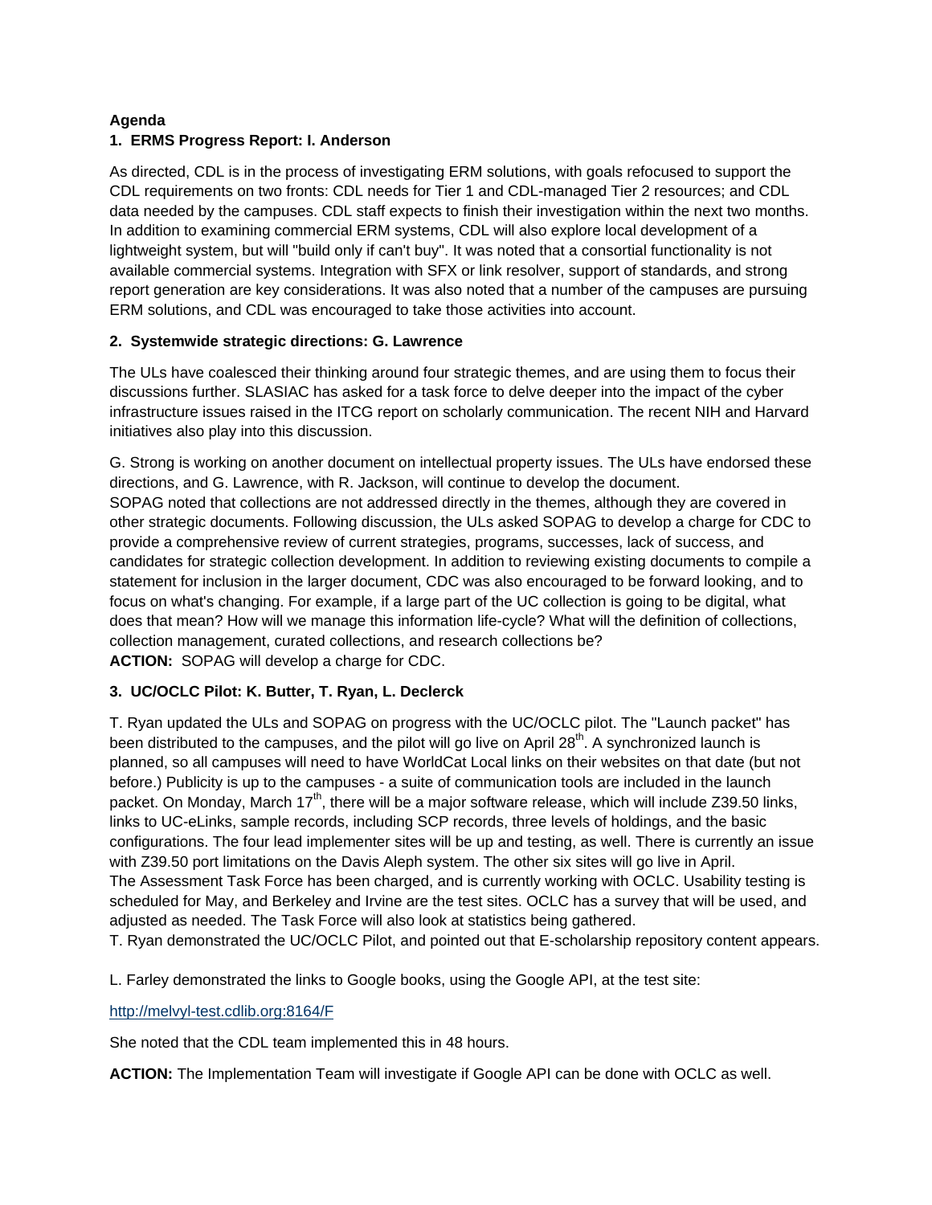**Agenda**

### 1. ERMS Progress Report: I. Anderson

As directed, CDL is in the process of investigating ERM solutions, with goals refocused to support the CDL requirements on two fronts: CDL needs for Tier 1 and CDL-managed Tier 2 resources; and CDL data needed by the campuses. CDL staff expects to finish their investigation within the next two months. In addition to examining commercial ERM systems, CDL will also explore local development of a lightweight system, but will "build only if can't buy". It was noted that a consortial functionality is not available commercial systems. Integration with SFX or link resolver, support of standards, and strong report generation are key considerations. It was also noted that a number of the campuses are pursuing ERM solutions, and CDL was encouraged to take those activities into account.

### 2. Systemwide strategic directions: G. Lawrence

The ULs have coalesced their thinking around four strategic themes, and are using them to focus their discussions further. SLASIAC has asked for a task force to delve deeper into the impact of the cyber infrastructure issues raised in the ITCG report on scholarly communication. The recent NIH and Harvard initiatives also play into this discussion.

G. Strong is working on another document on intellectual property issues. The ULs have endorsed these directions, and G. Lawrence, with R. Jackson, will continue to develop the document.
SOPAG noted that collections are not addressed directly in the themes, although they are covered in other strategic documents. Following discussion, the ULs asked SOPAG to develop a charge for CDC to provide a comprehensive review of current strategies, programs, successes, lack of success, and candidates for strategic collection development. In addition to reviewing existing documents to compile a statement for inclusion in the larger document, CDC was also encouraged to be forward looking, and to focus on what's changing. For example, if a large part of the UC collection is going to be digital, what does that mean? How will we manage this information life-cycle? What will the definition of collections, collection management, curated collections, and research collections be?
**ACTION:** SOPAG will develop a charge for CDC.

### 3. UC/OCLC Pilot: K. Butter, T. Ryan, L. Declerck

T. Ryan updated the ULs and SOPAG on progress with the UC/OCLC pilot. The "Launch packet" has been distributed to the campuses, and the pilot will go live on April 28th. A synchronized launch is planned, so all campuses will need to have WorldCat Local links on their websites on that date (but not before.) Publicity is up to the campuses - a suite of communication tools are included in the launch packet. On Monday, March 17th, there will be a major software release, which will include Z39.50 links, links to UC-eLinks, sample records, including SCP records, three levels of holdings, and the basic configurations. The four lead implementer sites will be up and testing, as well. There is currently an issue with Z39.50 port limitations on the Davis Aleph system. The other six sites will go live in April.
The Assessment Task Force has been charged, and is currently working with OCLC. Usability testing is scheduled for May, and Berkeley and Irvine are the test sites. OCLC has a survey that will be used, and adjusted as needed. The Task Force will also look at statistics being gathered.
T. Ryan demonstrated the UC/OCLC Pilot, and pointed out that E-scholarship repository content appears.

L. Farley demonstrated the links to Google books, using the Google API, at the test site:

http://melvyl-test.cdlib.org:8164/F

She noted that the CDL team implemented this in 48 hours.

**ACTION:** The Implementation Team will investigate if Google API can be done with OCLC as well.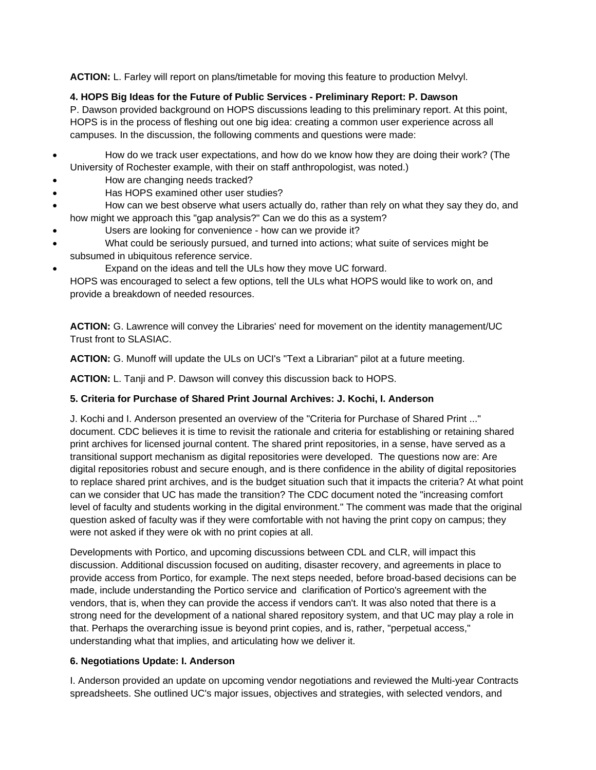**ACTION:** L. Farley will report on plans/timetable for moving this feature to production Melvyl.

**4. HOPS Big Ideas for the Future of Public Services - Preliminary Report: P. Dawson**

P. Dawson provided background on HOPS discussions leading to this preliminary report. At this point, HOPS is in the process of fleshing out one big idea: creating a common user experience across all campuses. In the discussion, the following comments and questions were made:

- How do we track user expectations, and how do we know how they are doing their work? (The University of Rochester example, with their on staff anthropologist, was noted.)
- How are changing needs tracked?
- Has HOPS examined other user studies?
- How can we best observe what users actually do, rather than rely on what they say they do, and how might we approach this "gap analysis?" Can we do this as a system?
- Users are looking for convenience - how can we provide it?
- What could be seriously pursued, and turned into actions; what suite of services might be subsumed in ubiquitous reference service.
- Expand on the ideas and tell the ULs how they move UC forward.

HOPS was encouraged to select a few options, tell the ULs what HOPS would like to work on, and provide a breakdown of needed resources.

**ACTION:** G. Lawrence will convey the Libraries' need for movement on the identity management/UC Trust front to SLASIAC.

**ACTION:** G. Munoff will update the ULs on UCI's "Text a Librarian" pilot at a future meeting.

**ACTION:** L. Tanji and P. Dawson will convey this discussion back to HOPS.

**5. Criteria for Purchase of Shared Print Journal Archives: J. Kochi, I. Anderson**

J. Kochi and I. Anderson presented an overview of the "Criteria for Purchase of Shared Print ..." document. CDC believes it is time to revisit the rationale and criteria for establishing or retaining shared print archives for licensed journal content. The shared print repositories, in a sense, have served as a transitional support mechanism as digital repositories were developed. The questions now are: Are digital repositories robust and secure enough, and is there confidence in the ability of digital repositories to replace shared print archives, and is the budget situation such that it impacts the criteria? At what point can we consider that UC has made the transition? The CDC document noted the "increasing comfort level of faculty and students working in the digital environment." The comment was made that the original question asked of faculty was if they were comfortable with not having the print copy on campus; they were not asked if they were ok with no print copies at all.

Developments with Portico, and upcoming discussions between CDL and CLR, will impact this discussion. Additional discussion focused on auditing, disaster recovery, and agreements in place to provide access from Portico, for example. The next steps needed, before broad-based decisions can be made, include understanding the Portico service and clarification of Portico's agreement with the vendors, that is, when they can provide the access if vendors can't. It was also noted that there is a strong need for the development of a national shared repository system, and that UC may play a role in that. Perhaps the overarching issue is beyond print copies, and is, rather, "perpetual access," understanding what that implies, and articulating how we deliver it.

**6. Negotiations Update: I. Anderson**

I. Anderson provided an update on upcoming vendor negotiations and reviewed the Multi-year Contracts spreadsheets. She outlined UC's major issues, objectives and strategies, with selected vendors, and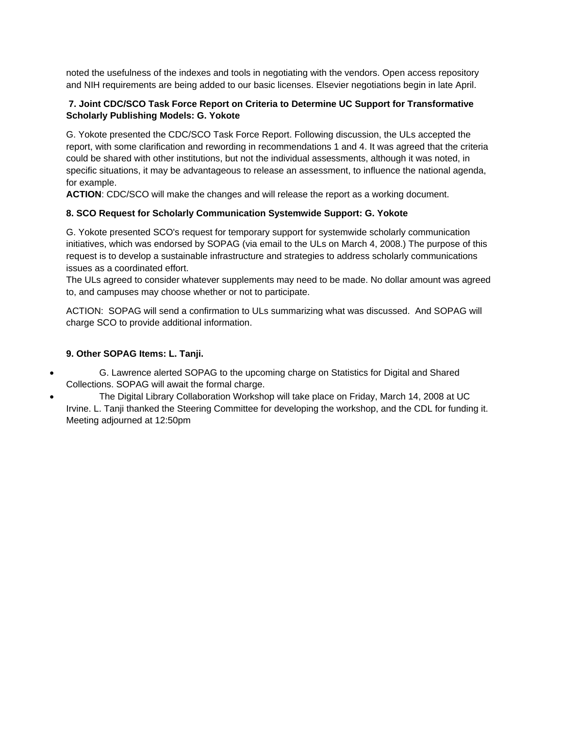noted the usefulness of the indexes and tools in negotiating with the vendors. Open access repository and NIH requirements are being added to our basic licenses. Elsevier negotiations begin in late April.

**7. Joint CDC/SCO Task Force Report on Criteria to Determine UC Support for Transformative Scholarly Publishing Models: G. Yokote**

G. Yokote presented the CDC/SCO Task Force Report. Following discussion, the ULs accepted the report, with some clarification and rewording in recommendations 1 and 4. It was agreed that the criteria could be shared with other institutions, but not the individual assessments, although it was noted, in specific situations, it may be advantageous to release an assessment, to influence the national agenda, for example.
**ACTION**: CDC/SCO will make the changes and will release the report as a working document.

**8. SCO Request for Scholarly Communication Systemwide Support: G. Yokote**

G. Yokote presented SCO's request for temporary support for systemwide scholarly communication initiatives, which was endorsed by SOPAG (via email to the ULs on March 4, 2008.) The purpose of this request is to develop a sustainable infrastructure and strategies to address scholarly communications issues as a coordinated effort.
The ULs agreed to consider whatever supplements may need to be made. No dollar amount was agreed to, and campuses may choose whether or not to participate.

ACTION: SOPAG will send a confirmation to ULs summarizing what was discussed. And SOPAG will charge SCO to provide additional information.

**9. Other SOPAG Items: L. Tanji.**

- G. Lawrence alerted SOPAG to the upcoming charge on Statistics for Digital and Shared Collections. SOPAG will await the formal charge.
- The Digital Library Collaboration Workshop will take place on Friday, March 14, 2008 at UC Irvine. L. Tanji thanked the Steering Committee for developing the workshop, and the CDL for funding it.

Meeting adjourned at 12:50pm